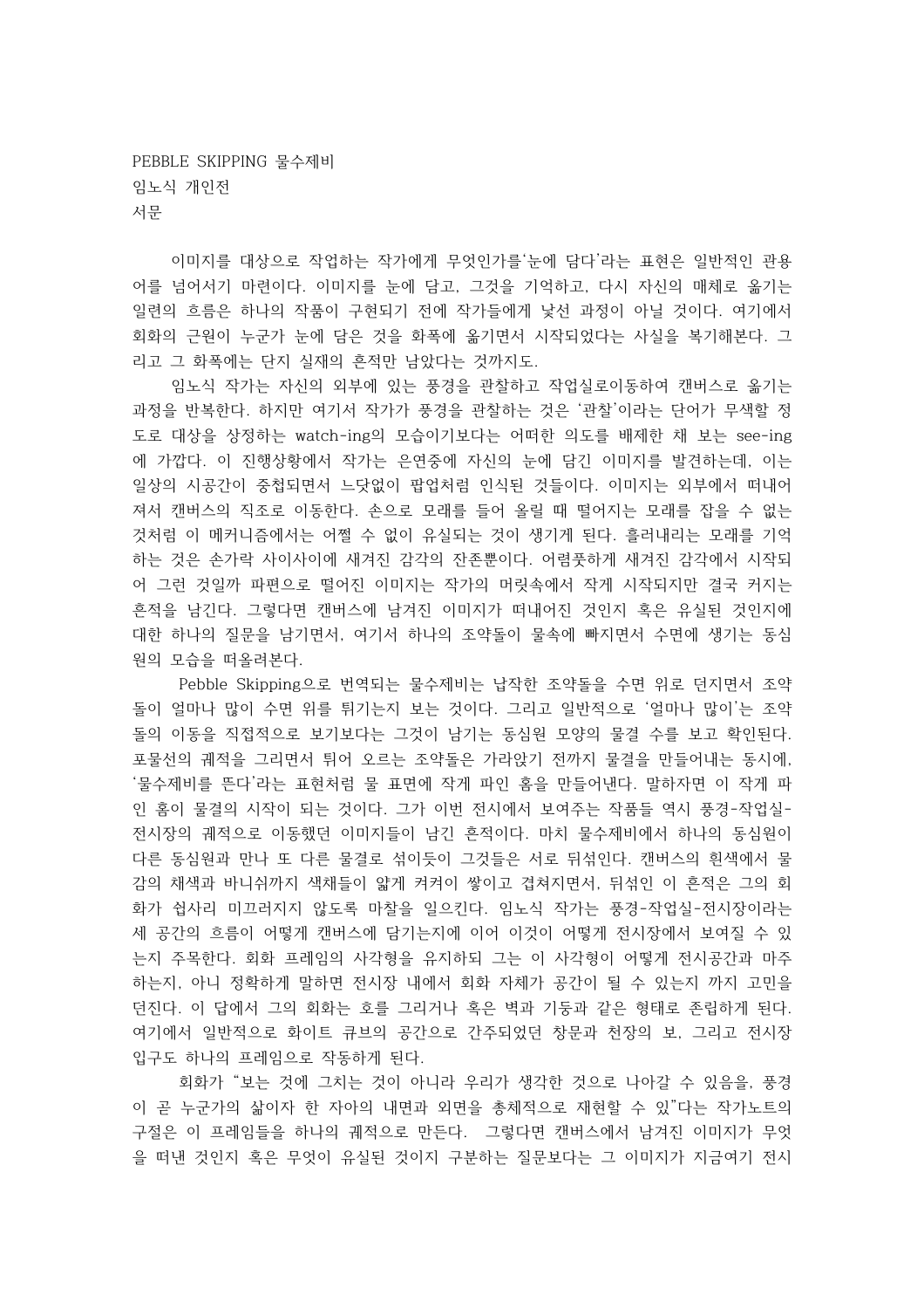PEBBLE SKIPPING 물수제비

임노식 개인전

서문

이미지를 대상으로 작업하는 작가에게 무엇인가를'눈에 담다'라는 표현은 일반적인 관용어를 넘어서기 마련이다. 이미지를 눈에 담고, 그것을 기억하고, 다시 자신의 매체로 옮기는 일련의 흐름은 하나의 작품이 구현되기 전에 작가들에게 낯선 과정이 아닐 것이다. 여기에서 회화의 근원이 누군가 눈에 담은 것을 화폭에 옮기면서 시작되었다는 사실을 복기해본다. 그리고 그 화폭에는 단지 실재의 흔적만 남았다는 것까지도.

임노식 작가는 자신의 외부에 있는 풍경을 관찰하고 작업실로이동하여 캔버스로 옮기는 과정을 반복한다. 하지만 여기서 작가가 풍경을 관찰하는 것은 '관찰'이라는 단어가 무색할 정도로 대상을 상정하는 watch-ing의 모습이기보다는 어떠한 의도를 배제한 채 보는 see-ing에 가깝다. 이 진행상황에서 작가는 은연중에 자신의 눈에 담긴 이미지를 발견하는데, 이는 일상의 시공간이 중첩되면서 느닷없이 팝업처럼 인식된 것들이다. 이미지는 외부에서 떠내어져서 캔버스의 직조로 이동한다. 손으로 모래를 들어 올릴 때 떨어지는 모래를 잡을 수 없는 것처럼 이 메커니즘에서는 어쩔 수 없이 유실되는 것이 생기게 된다. 흘러내리는 모래를 기억하는 것은 손가락 사이사이에 새겨진 감각의 잔존뿐이다. 어렴풋하게 새겨진 감각에서 시작되어 그런 것일까 파편으로 떨어진 이미지는 작가의 머릿속에서 작게 시작되지만 결국 커지는 흔적을 남긴다. 그렇다면 캔버스에 남겨진 이미지가 떠내어진 것인지 혹은 유실된 것인지에 대한 하나의 질문을 남기면서, 여기서 하나의 조약돌이 물속에 빠지면서 수면에 생기는 동심원의 모습을 떠올려본다.

Pebble Skipping으로 번역되는 물수제비는 납작한 조약돌을 수면 위로 던지면서 조약돌이 얼마나 많이 수면 위를 튀기는지 보는 것이다. 그리고 일반적으로 '얼마나 많이'는 조약돌의 이동을 직접적으로 보기보다는 그것이 남기는 동심원 모양의 물결 수를 보고 확인된다. 포물선의 궤적을 그리면서 튀어 오르는 조약돌은 가라앉기 전까지 물결을 만들어내는 동시에, '물수제비를 뜬다'라는 표현처럼 물 표면에 작게 파인 홈을 만들어낸다. 말하자면 이 작게 파인 홈이 물결의 시작이 되는 것이다. 그가 이번 전시에서 보여주는 작품들 역시 풍경-작업실-전시장의 궤적으로 이동했던 이미지들이 남긴 흔적이다. 마치 물수제비에서 하나의 동심원이 다른 동심원과 만나 또 다른 물결로 섞이듯이 그것들은 서로 뒤섞인다. 캔버스의 흰색에서 물감의 채색과 바니쉬까지 색채들이 얇게 켜켜이 쌓이고 겹쳐지면서, 뒤섞인 이 흔적은 그의 회화가 쉽사리 미끄러지지 않도록 마찰을 일으킨다. 임노식 작가는 풍경-작업실-전시장이라는 세 공간의 흐름이 어떻게 캔버스에 담기는지에 이어 이것이 어떻게 전시장에서 보여질 수 있는지 주목한다. 회화 프레임의 사각형을 유지하되 그는 이 사각형이 어떻게 전시공간과 마주하는지, 아니 정확하게 말하면 전시장 내에서 회화 자체가 공간이 될 수 있는지 까지 고민을 던진다. 이 답에서 그의 회화는 호를 그리거나 혹은 벽과 기둥과 같은 형태로 존립하게 된다. 여기에서 일반적으로 화이트 큐브의 공간으로 간주되었던 창문과 천장의 보, 그리고 전시장 입구도 하나의 프레임으로 작동하게 된다.

회화가 "보는 것에 그치는 것이 아니라 우리가 생각한 것으로 나아갈 수 있음을, 풍경이 곧 누군가의 삶이자 한 자아의 내면과 외면을 총체적으로 재현할 수 있"다는 작가노트의 구절은 이 프레임들을 하나의 궤적으로 만든다. 그렇다면 캔버스에서 남겨진 이미지가 무엇을 떠낸 것인지 혹은 무엇이 유실된 것이지 구분하는 질문보다는 그 이미지가 지금여기 전시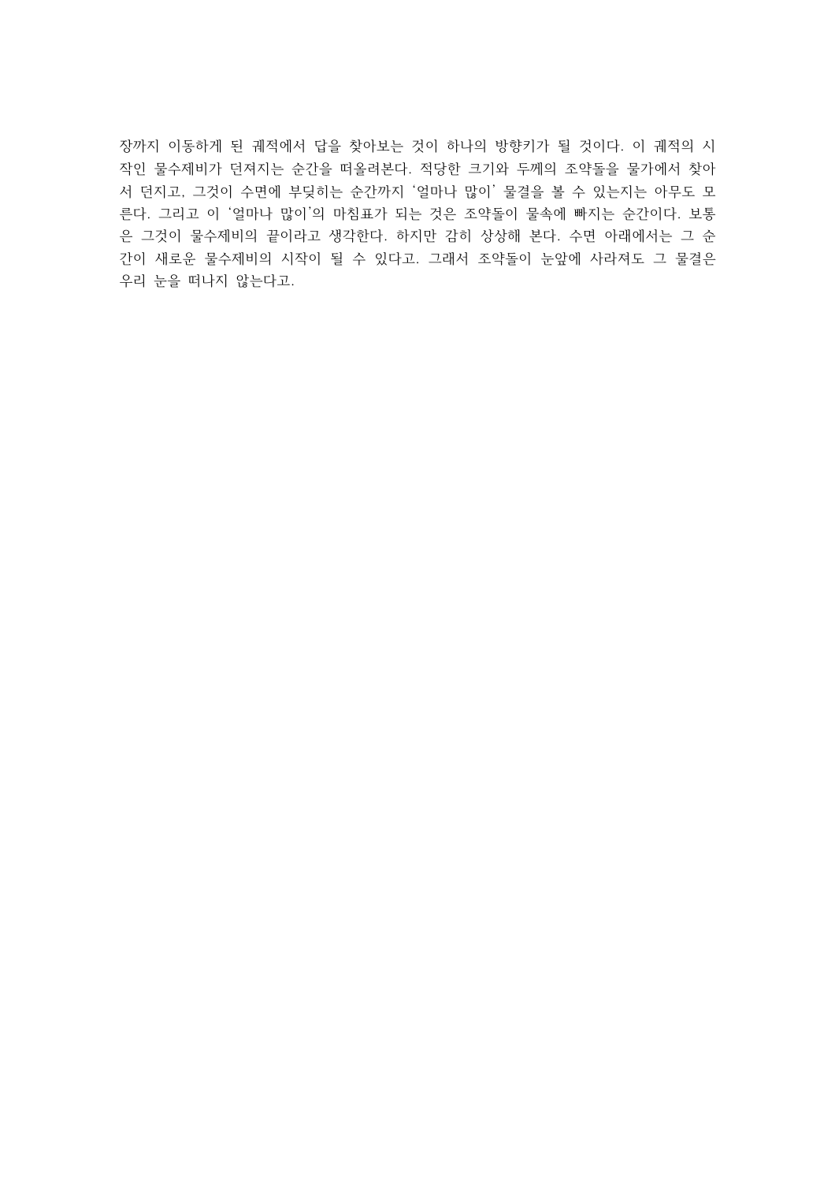장까지 이동하게 된 궤적에서 답을 찾아보는 것이 하나의 방향키가 될 것이다. 이 궤적의 시작인 물수제비가 던져지는 순간을 떠올려본다. 적당한 크기와 두께의 조약돌을 물가에서 찾아서 던지고, 그것이 수면에 부딪히는 순간까지 '얼마나 많이' 물결을 볼 수 있는지는 아무도 모른다. 그리고 이 '얼마나 많이'의 마침표가 되는 것은 조약돌이 물속에 빠지는 순간이다. 보통은 그것이 물수제비의 끝이라고 생각한다. 하지만 감히 상상해 본다. 수면 아래에서는 그 순간이 새로운 물수제비의 시작이 될 수 있다고. 그래서 조약돌이 눈앞에 사라져도 그 물결은 우리 눈을 떠나지 않는다고.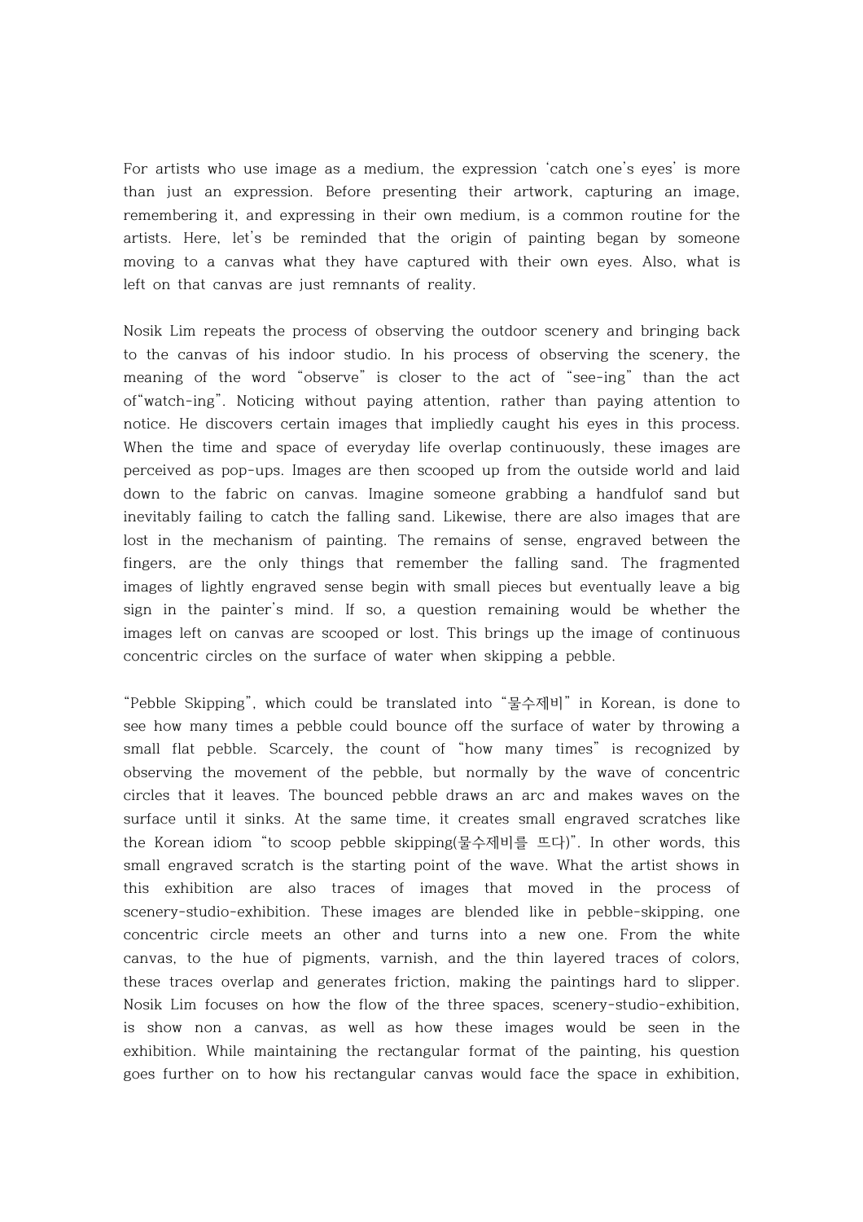For artists who use image as a medium, the expression 'catch one's eyes' is more than just an expression. Before presenting their artwork, capturing an image, remembering it, and expressing in their own medium, is a common routine for the artists. Here, let's be reminded that the origin of painting began by someone moving to a canvas what they have captured with their own eyes. Also, what is left on that canvas are just remnants of reality.

Nosik Lim repeats the process of observing the outdoor scenery and bringing back to the canvas of his indoor studio. In his process of observing the scenery, the meaning of the word "observe" is closer to the act of "see-ing" than the act of"watch-ing". Noticing without paying attention, rather than paying attention to notice. He discovers certain images that impliedly caught his eyes in this process. When the time and space of everyday life overlap continuously, these images are perceived as pop-ups. Images are then scooped up from the outside world and laid down to the fabric on canvas. Imagine someone grabbing a handfulof sand but inevitably failing to catch the falling sand. Likewise, there are also images that are lost in the mechanism of painting. The remains of sense, engraved between the fingers, are the only things that remember the falling sand. The fragmented images of lightly engraved sense begin with small pieces but eventually leave a big sign in the painter's mind. If so, a question remaining would be whether the images left on canvas are scooped or lost. This brings up the image of continuous concentric circles on the surface of water when skipping a pebble.

"Pebble Skipping", which could be translated into "물수제비" in Korean, is done to see how many times a pebble could bounce off the surface of water by throwing a small flat pebble. Scarcely, the count of "how many times" is recognized by observing the movement of the pebble, but normally by the wave of concentric circles that it leaves. The bounced pebble draws an arc and makes waves on the surface until it sinks. At the same time, it creates small engraved scratches like the Korean idiom "to scoop pebble skipping(물수제비를 뜨다)". In other words, this small engraved scratch is the starting point of the wave. What the artist shows in this exhibition are also traces of images that moved in the process of scenery-studio-exhibition. These images are blended like in pebble-skipping, one concentric circle meets an other and turns into a new one. From the white canvas, to the hue of pigments, varnish, and the thin layered traces of colors, these traces overlap and generates friction, making the paintings hard to slipper. Nosik Lim focuses on how the flow of the three spaces, scenery-studio-exhibition, is show non a canvas, as well as how these images would be seen in the exhibition. While maintaining the rectangular format of the painting, his question goes further on to how his rectangular canvas would face the space in exhibition,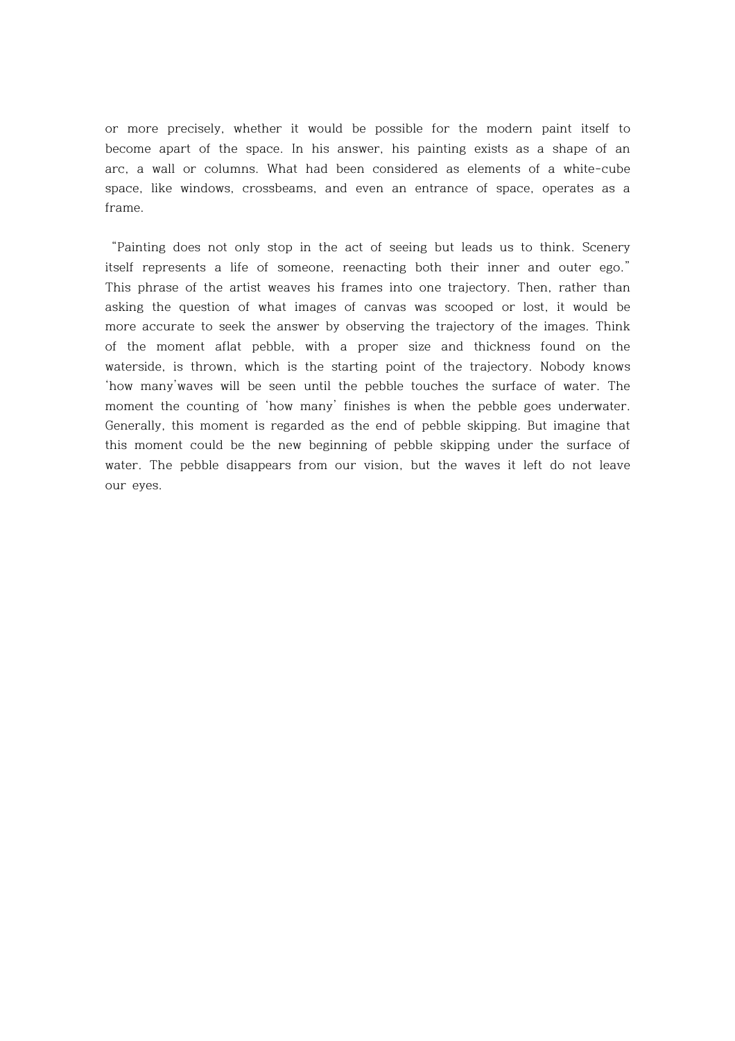or more precisely, whether it would be possible for the modern paint itself to become apart of the space. In his answer, his painting exists as a shape of an arc, a wall or columns. What had been considered as elements of a white-cube space, like windows, crossbeams, and even an entrance of space, operates as a frame.

"Painting does not only stop in the act of seeing but leads us to think. Scenery itself represents a life of someone, reenacting both their inner and outer ego." This phrase of the artist weaves his frames into one trajectory. Then, rather than asking the question of what images of canvas was scooped or lost, it would be more accurate to seek the answer by observing the trajectory of the images. Think of the moment aflat pebble, with a proper size and thickness found on the waterside, is thrown, which is the starting point of the trajectory. Nobody knows 'how many'waves will be seen until the pebble touches the surface of water. The moment the counting of 'how many' finishes is when the pebble goes underwater. Generally, this moment is regarded as the end of pebble skipping. But imagine that this moment could be the new beginning of pebble skipping under the surface of water. The pebble disappears from our vision, but the waves it left do not leave our eyes.